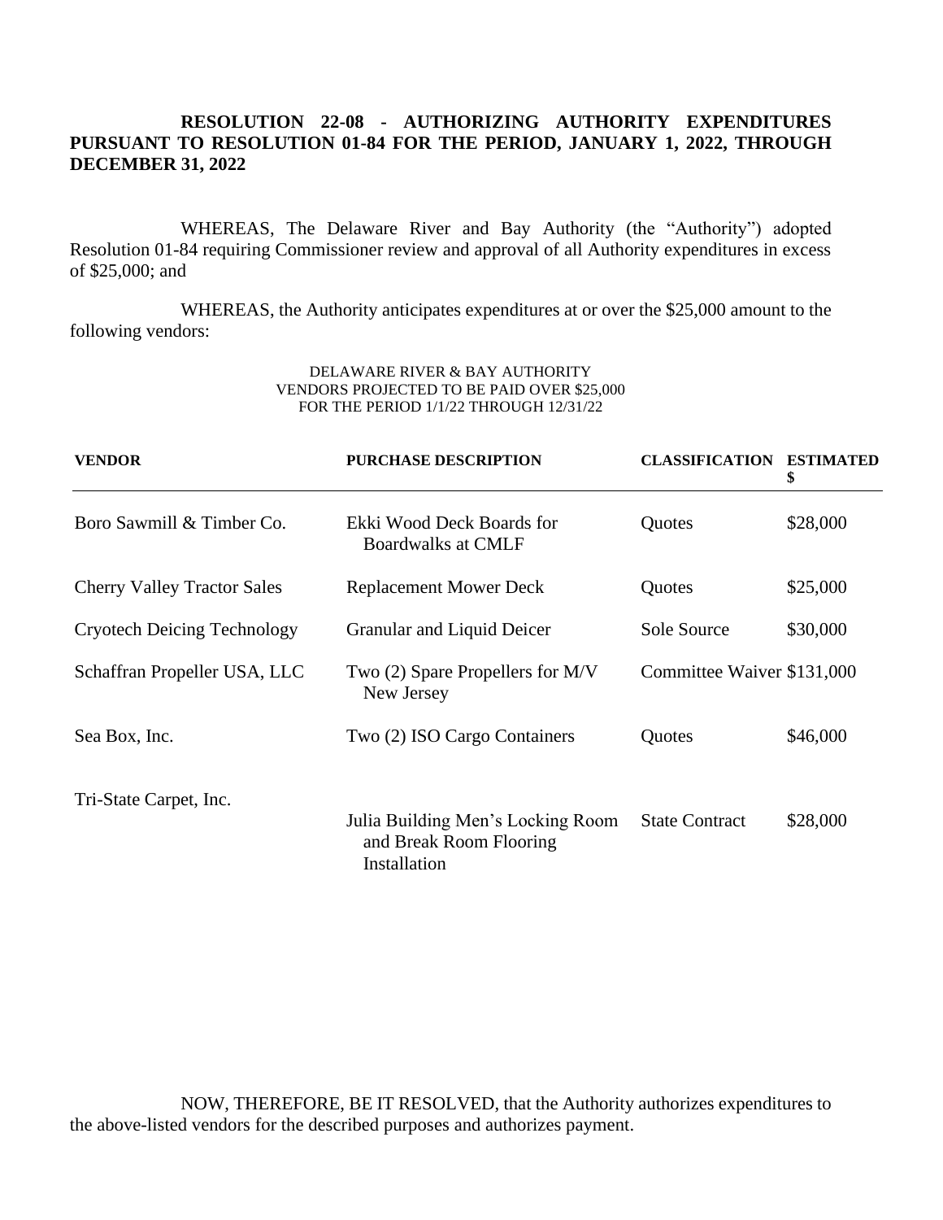**RESOLUTION 22-08 - AUTHORIZING AUTHORITY EXPENDITURES PURSUANT TO RESOLUTION 01-84 FOR THE PERIOD, JANUARY 1, 2022, THROUGH DECEMBER 31, 2022**

WHEREAS, The Delaware River and Bay Authority (the "Authority") adopted Resolution 01-84 requiring Commissioner review and approval of all Authority expenditures in excess of $25,000; and

WHEREAS, the Authority anticipates expenditures at or over the $25,000 amount to the following vendors:

DELAWARE RIVER & BAY AUTHORITY
VENDORS PROJECTED TO BE PAID OVER $25,000
FOR THE PERIOD 1/1/22 THROUGH 12/31/22

| VENDOR | PURCHASE DESCRIPTION | CLASSIFICATION | ESTIMATED $ |
|---|---|---|---|
| Boro Sawmill & Timber Co. | Ekki Wood Deck Boards for Boardwalks at CMLF | Quotes | $28,000 |
| Cherry Valley Tractor Sales | Replacement Mower Deck | Quotes | $25,000 |
| Cryotech Deicing Technology | Granular and Liquid Deicer | Sole Source | $30,000 |
| Schaffran Propeller USA, LLC | Two (2) Spare Propellers for M/V New Jersey | Committee Waiver | $131,000 |
| Sea Box, Inc. | Two (2) ISO Cargo Containers | Quotes | $46,000 |
| Tri-State Carpet, Inc. | Julia Building Men's Locking Room and Break Room Flooring Installation | State Contract | $28,000 |

NOW, THEREFORE, BE IT RESOLVED, that the Authority authorizes expenditures to the above-listed vendors for the described purposes and authorizes payment.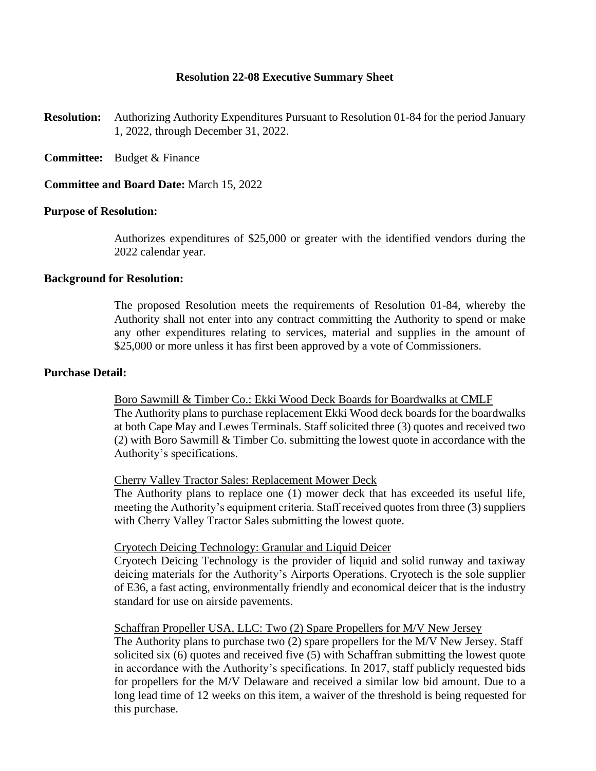**Resolution 22-08 Executive Summary Sheet**

**Resolution:** Authorizing Authority Expenditures Pursuant to Resolution 01-84 for the period January 1, 2022, through December 31, 2022.

**Committee:** Budget & Finance

**Committee and Board Date:** March 15, 2022

**Purpose of Resolution:**

Authorizes expenditures of $25,000 or greater with the identified vendors during the 2022 calendar year.

**Background for Resolution:**

The proposed Resolution meets the requirements of Resolution 01-84, whereby the Authority shall not enter into any contract committing the Authority to spend or make any other expenditures relating to services, material and supplies in the amount of $25,000 or more unless it has first been approved by a vote of Commissioners.

**Purchase Detail:**

<u>Boro Sawmill & Timber Co.: Ekki Wood Deck Boards for Boardwalks at CMLF</u>
The Authority plans to purchase replacement Ekki Wood deck boards for the boardwalks at both Cape May and Lewes Terminals. Staff solicited three (3) quotes and received two (2) with Boro Sawmill & Timber Co. submitting the lowest quote in accordance with the Authority's specifications.

<u>Cherry Valley Tractor Sales: Replacement Mower Deck</u>
The Authority plans to replace one (1) mower deck that has exceeded its useful life, meeting the Authority's equipment criteria. Staff received quotes from three (3) suppliers with Cherry Valley Tractor Sales submitting the lowest quote.

<u>Cryotech Deicing Technology: Granular and Liquid Deicer</u>
Cryotech Deicing Technology is the provider of liquid and solid runway and taxiway deicing materials for the Authority's Airports Operations. Cryotech is the sole supplier of E36, a fast acting, environmentally friendly and economical deicer that is the industry standard for use on airside pavements.

<u>Schaffran Propeller USA, LLC: Two (2) Spare Propellers for M/V New Jersey</u>
The Authority plans to purchase two (2) spare propellers for the M/V New Jersey. Staff solicited six (6) quotes and received five (5) with Schaffran submitting the lowest quote in accordance with the Authority's specifications. In 2017, staff publicly requested bids for propellers for the M/V Delaware and received a similar low bid amount. Due to a long lead time of 12 weeks on this item, a waiver of the threshold is being requested for this purchase.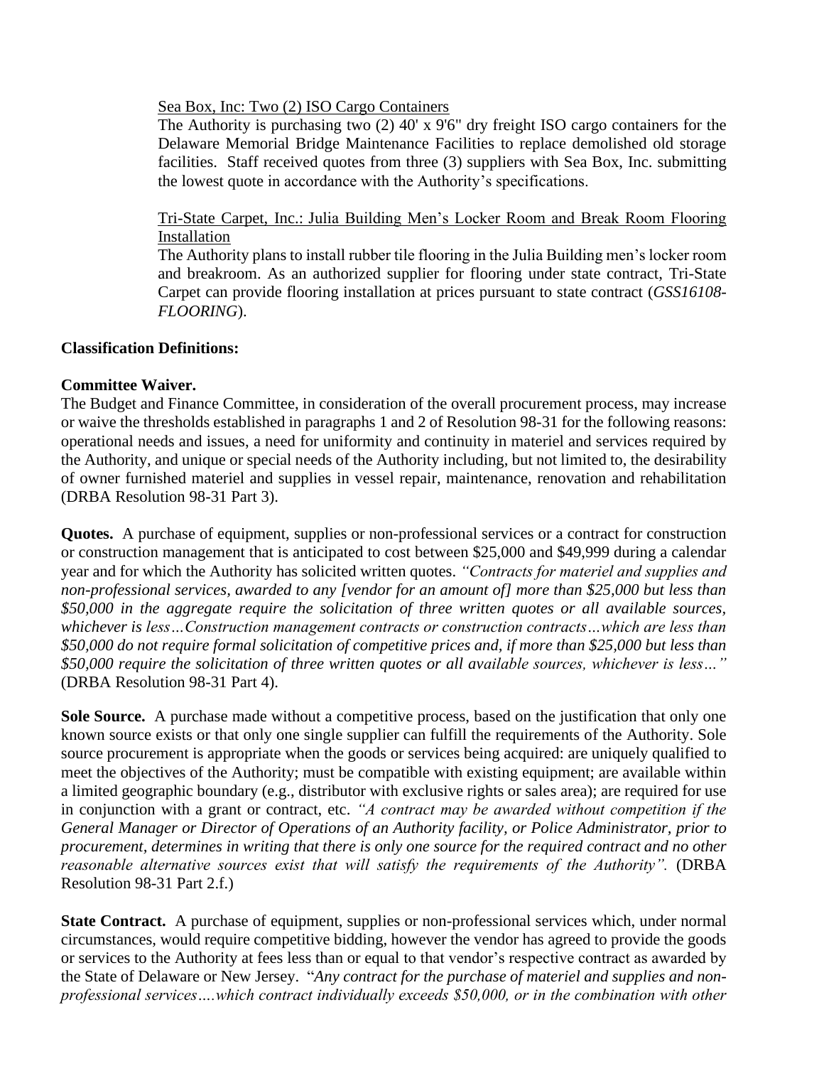<u>Sea Box, Inc: Two (2) ISO Cargo Containers</u>

The Authority is purchasing two (2) 40' x 9'6" dry freight ISO cargo containers for the Delaware Memorial Bridge Maintenance Facilities to replace demolished old storage facilities. Staff received quotes from three (3) suppliers with Sea Box, Inc. submitting the lowest quote in accordance with the Authority's specifications.

<u>Tri-State Carpet, Inc.: Julia Building Men's Locker Room and Break Room Flooring Installation</u>

The Authority plans to install rubber tile flooring in the Julia Building men's locker room and breakroom. As an authorized supplier for flooring under state contract, Tri-State Carpet can provide flooring installation at prices pursuant to state contract (*GSS16108-FLOORING*).

**Classification Definitions:**

**Committee Waiver.**

The Budget and Finance Committee, in consideration of the overall procurement process, may increase or waive the thresholds established in paragraphs 1 and 2 of Resolution 98-31 for the following reasons: operational needs and issues, a need for uniformity and continuity in materiel and services required by the Authority, and unique or special needs of the Authority including, but not limited to, the desirability of owner furnished materiel and supplies in vessel repair, maintenance, renovation and rehabilitation (DRBA Resolution 98-31 Part 3).

**Quotes.** A purchase of equipment, supplies or non-professional services or a contract for construction or construction management that is anticipated to cost between $25,000 and $49,999 during a calendar year and for which the Authority has solicited written quotes. *"Contracts for materiel and supplies and non-professional services, awarded to any [vendor for an amount of] more than $25,000 but less than $50,000 in the aggregate require the solicitation of three written quotes or all available sources, whichever is less…Construction management contracts or construction contracts…which are less than $50,000 do not require formal solicitation of competitive prices and, if more than $25,000 but less than $50,000 require the solicitation of three written quotes or all available sources, whichever is less…"* (DRBA Resolution 98-31 Part 4).

**Sole Source.** A purchase made without a competitive process, based on the justification that only one known source exists or that only one single supplier can fulfill the requirements of the Authority. Sole source procurement is appropriate when the goods or services being acquired: are uniquely qualified to meet the objectives of the Authority; must be compatible with existing equipment; are available within a limited geographic boundary (e.g., distributor with exclusive rights or sales area); are required for use in conjunction with a grant or contract, etc. *"A contract may be awarded without competition if the General Manager or Director of Operations of an Authority facility, or Police Administrator, prior to procurement, determines in writing that there is only one source for the required contract and no other reasonable alternative sources exist that will satisfy the requirements of the Authority".* (DRBA Resolution 98-31 Part 2.f.)

**State Contract.** A purchase of equipment, supplies or non-professional services which, under normal circumstances, would require competitive bidding, however the vendor has agreed to provide the goods or services to the Authority at fees less than or equal to that vendor's respective contract as awarded by the State of Delaware or New Jersey. "*Any contract for the purchase of materiel and supplies and non-professional services….which contract individually exceeds $50,000, or in the combination with other*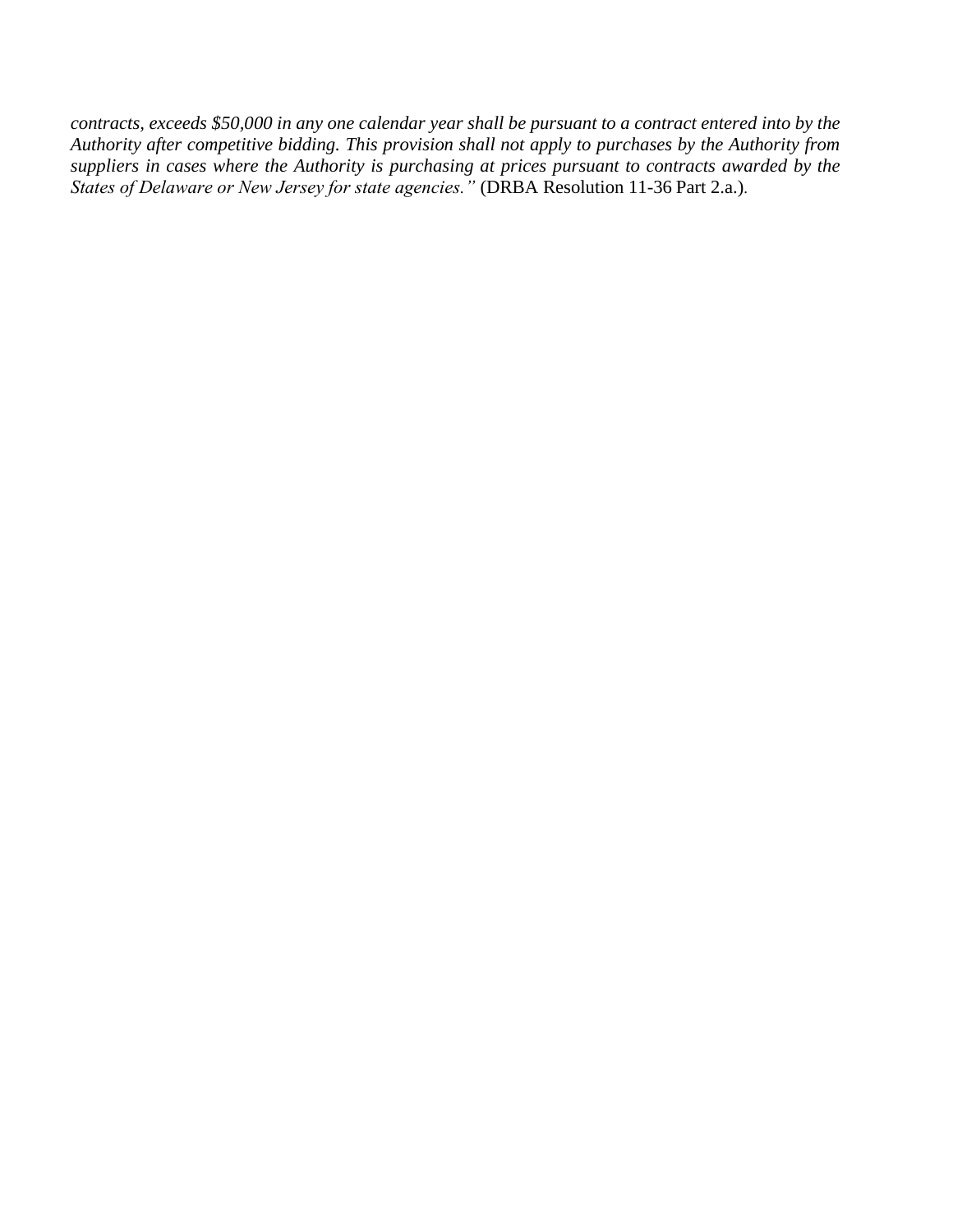*contracts, exceeds $50,000 in any one calendar year shall be pursuant to a contract entered into by the Authority after competitive bidding. This provision shall not apply to purchases by the Authority from suppliers in cases where the Authority is purchasing at prices pursuant to contracts awarded by the States of Delaware or New Jersey for state agencies."* (DRBA Resolution 11-36 Part 2.a.).